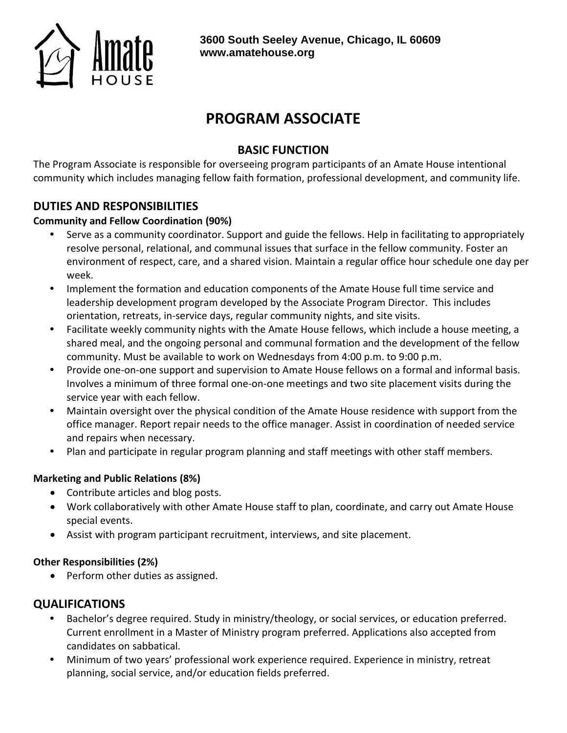Amate HOUSE

**3600 South Seeley Avenue, Chicago, IL 60609**
**www.amatehouse.org**

# PROGRAM ASSOCIATE

## BASIC FUNCTION

The Program Associate is responsible for overseeing program participants of an Amate House intentional community which includes managing fellow faith formation, professional development, and community life.

## DUTIES AND RESPONSIBILITIES

**Community and Fellow Coordination (90%)**

- Serve as a community coordinator. Support and guide the fellows. Help in facilitating to appropriately resolve personal, relational, and communal issues that surface in the fellow community. Foster an environment of respect, care, and a shared vision. Maintain a regular office hour schedule one day per week.
- Implement the formation and education components of the Amate House full time service and leadership development program developed by the Associate Program Director. This includes orientation, retreats, in-service days, regular community nights, and site visits.
- Facilitate weekly community nights with the Amate House fellows, which include a house meeting, a shared meal, and the ongoing personal and communal formation and the development of the fellow community. Must be available to work on Wednesdays from 4:00 p.m. to 9:00 p.m.
- Provide one-on-one support and supervision to Amate House fellows on a formal and informal basis. Involves a minimum of three formal one-on-one meetings and two site placement visits during the service year with each fellow.
- Maintain oversight over the physical condition of the Amate House residence with support from the office manager. Report repair needs to the office manager. Assist in coordination of needed service and repairs when necessary.
- Plan and participate in regular program planning and staff meetings with other staff members.

**Marketing and Public Relations (8%)**

- Contribute articles and blog posts.
- Work collaboratively with other Amate House staff to plan, coordinate, and carry out Amate House special events.
- Assist with program participant recruitment, interviews, and site placement.

**Other Responsibilities (2%)**

- Perform other duties as assigned.

## QUALIFICATIONS

- Bachelor's degree required. Study in ministry/theology, or social services, or education preferred. Current enrollment in a Master of Ministry program preferred. Applications also accepted from candidates on sabbatical.
- Minimum of two years' professional work experience required. Experience in ministry, retreat planning, social service, and/or education fields preferred.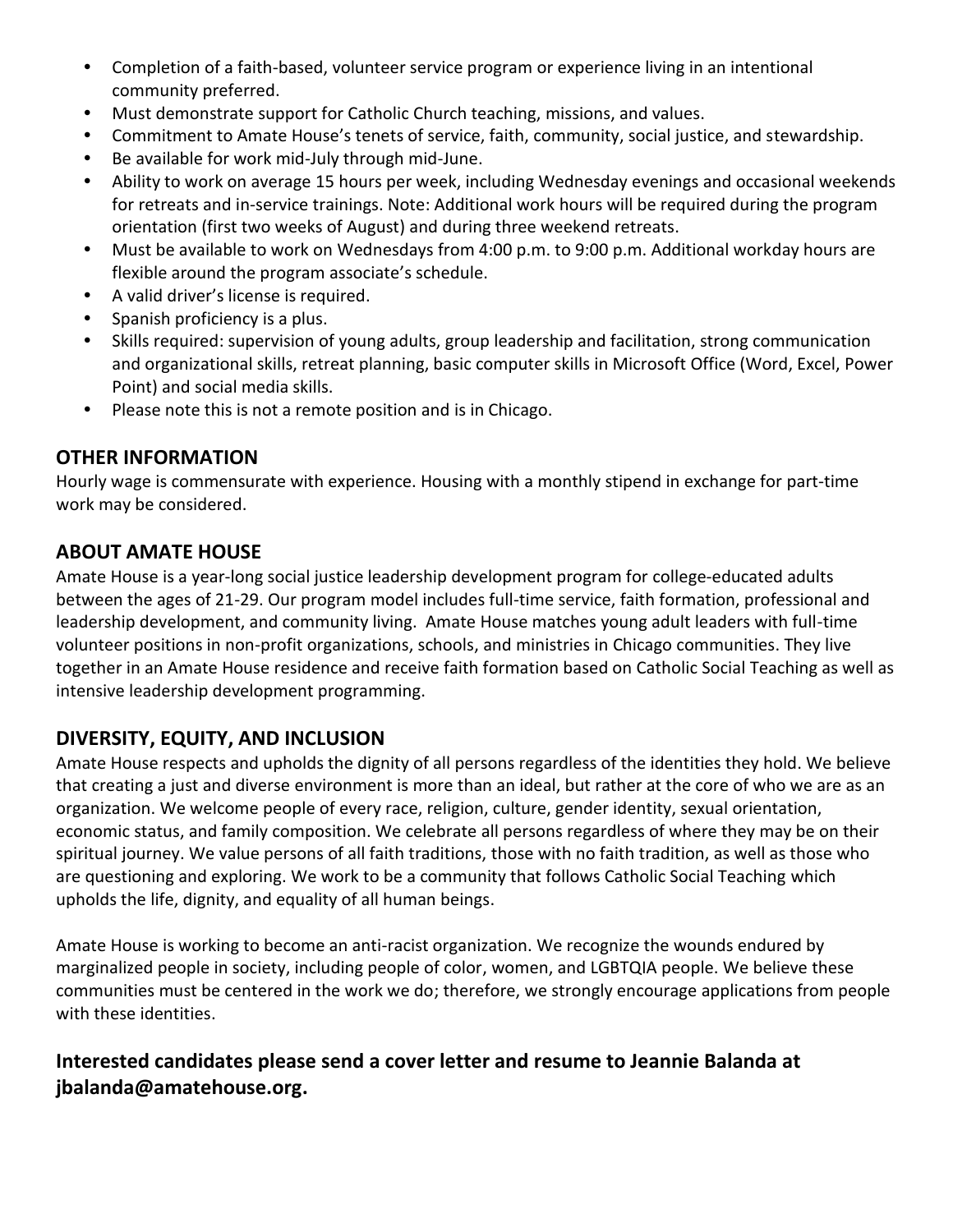- Completion of a faith-based, volunteer service program or experience living in an intentional community preferred.
- Must demonstrate support for Catholic Church teaching, missions, and values.
- Commitment to Amate House's tenets of service, faith, community, social justice, and stewardship.
- Be available for work mid-July through mid-June.
- Ability to work on average 15 hours per week, including Wednesday evenings and occasional weekends for retreats and in-service trainings. Note: Additional work hours will be required during the program orientation (first two weeks of August) and during three weekend retreats.
- Must be available to work on Wednesdays from 4:00 p.m. to 9:00 p.m. Additional workday hours are flexible around the program associate's schedule.
- A valid driver's license is required.
- Spanish proficiency is a plus.
- Skills required: supervision of young adults, group leadership and facilitation, strong communication and organizational skills, retreat planning, basic computer skills in Microsoft Office (Word, Excel, Power Point) and social media skills.
- Please note this is not a remote position and is in Chicago.

## OTHER INFORMATION

Hourly wage is commensurate with experience. Housing with a monthly stipend in exchange for part-time work may be considered.

## ABOUT AMATE HOUSE

Amate House is a year-long social justice leadership development program for college-educated adults between the ages of 21-29. Our program model includes full-time service, faith formation, professional and leadership development, and community living. Amate House matches young adult leaders with full-time volunteer positions in non-profit organizations, schools, and ministries in Chicago communities. They live together in an Amate House residence and receive faith formation based on Catholic Social Teaching as well as intensive leadership development programming.

## DIVERSITY, EQUITY, AND INCLUSION

Amate House respects and upholds the dignity of all persons regardless of the identities they hold. We believe that creating a just and diverse environment is more than an ideal, but rather at the core of who we are as an organization. We welcome people of every race, religion, culture, gender identity, sexual orientation, economic status, and family composition. We celebrate all persons regardless of where they may be on their spiritual journey. We value persons of all faith traditions, those with no faith tradition, as well as those who are questioning and exploring. We work to be a community that follows Catholic Social Teaching which upholds the life, dignity, and equality of all human beings.

Amate House is working to become an anti-racist organization. We recognize the wounds endured by marginalized people in society, including people of color, women, and LGBTQIA people. We believe these communities must be centered in the work we do; therefore, we strongly encourage applications from people with these identities.

**Interested candidates please send a cover letter and resume to Jeannie Balanda at jbalanda@amatehouse.org.**